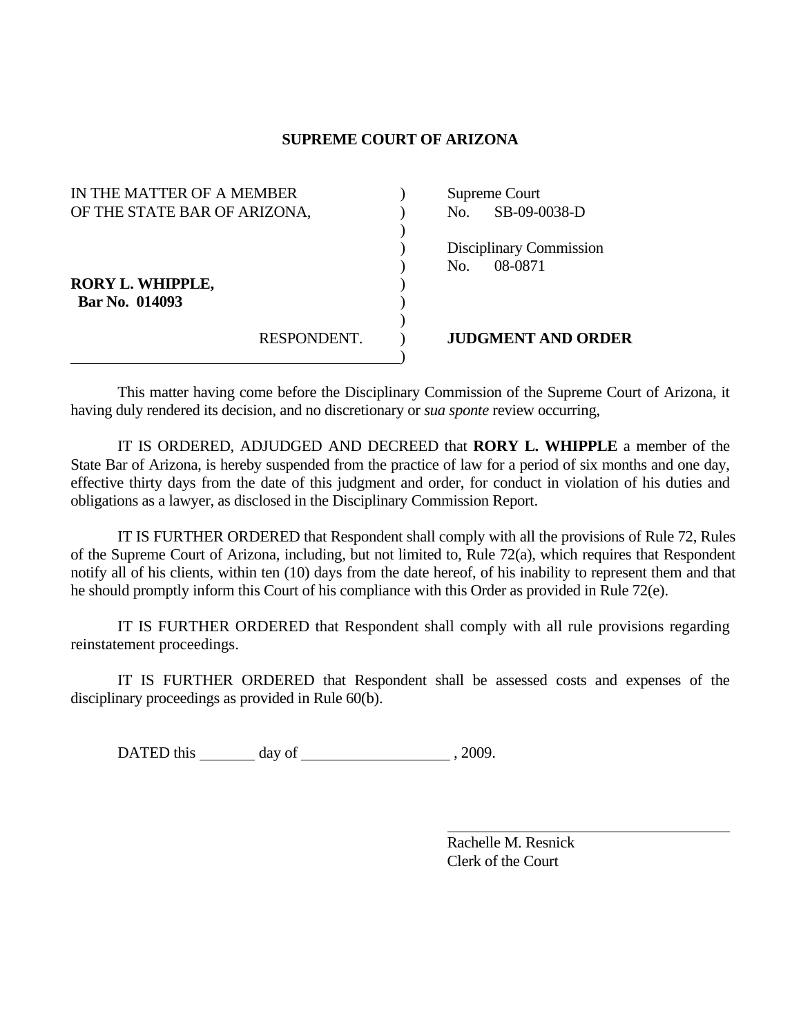**SUPREME COURT OF ARIZONA**

| | | |
|---|---|---|
| IN THE MATTER OF A MEMBER OF THE STATE BAR OF ARIZONA, | ) | Supreme Court No. SB-09-0038-D |
| | ) | Disciplinary Commission No. 08-0871 |
| **RORY L. WHIPPLE,** **Bar No. 014093** | ) | |
| RESPONDENT. | ) | **JUDGMENT AND ORDER** |

This matter having come before the Disciplinary Commission of the Supreme Court of Arizona, it having duly rendered its decision, and no discretionary or *sua sponte* review occurring,

IT IS ORDERED, ADJUDGED AND DECREED that **RORY L. WHIPPLE** a member of the State Bar of Arizona, is hereby suspended from the practice of law for a period of six months and one day, effective thirty days from the date of this judgment and order, for conduct in violation of his duties and obligations as a lawyer, as disclosed in the Disciplinary Commission Report.

IT IS FURTHER ORDERED that Respondent shall comply with all the provisions of Rule 72, Rules of the Supreme Court of Arizona, including, but not limited to, Rule 72(a), which requires that Respondent notify all of his clients, within ten (10) days from the date hereof, of his inability to represent them and that he should promptly inform this Court of his compliance with this Order as provided in Rule 72(e).

IT IS FURTHER ORDERED that Respondent shall comply with all rule provisions regarding reinstatement proceedings.

IT IS FURTHER ORDERED that Respondent shall be assessed costs and expenses of the disciplinary proceedings as provided in Rule 60(b).

DATED this ________ day of ____________________ , 2009.

Rachelle M. Resnick
Clerk of the Court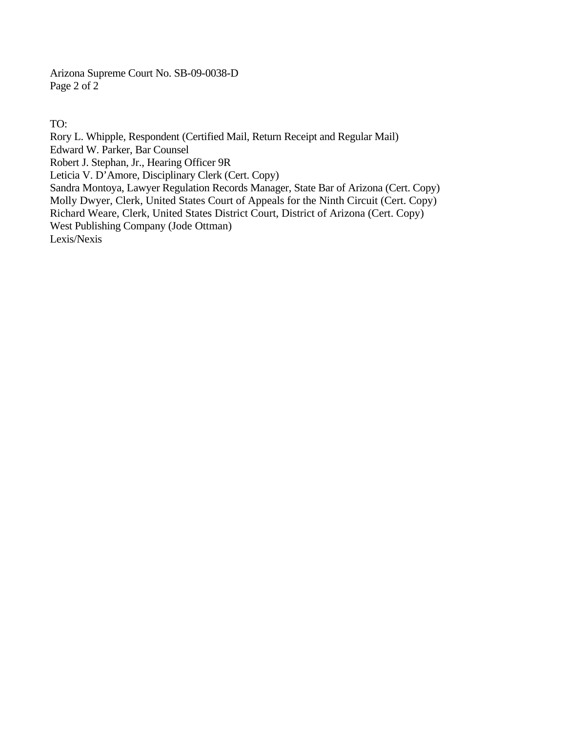TO:

Rory L. Whipple, Respondent (Certified Mail, Return Receipt and Regular Mail)
Edward W. Parker, Bar Counsel
Robert J. Stephan, Jr., Hearing Officer 9R
Leticia V. D'Amore, Disciplinary Clerk (Cert. Copy)
Sandra Montoya, Lawyer Regulation Records Manager, State Bar of Arizona (Cert. Copy)
Molly Dwyer, Clerk, United States Court of Appeals for the Ninth Circuit (Cert. Copy)
Richard Weare, Clerk, United States District Court, District of Arizona (Cert. Copy)
West Publishing Company (Jode Ottman)
Lexis/Nexis